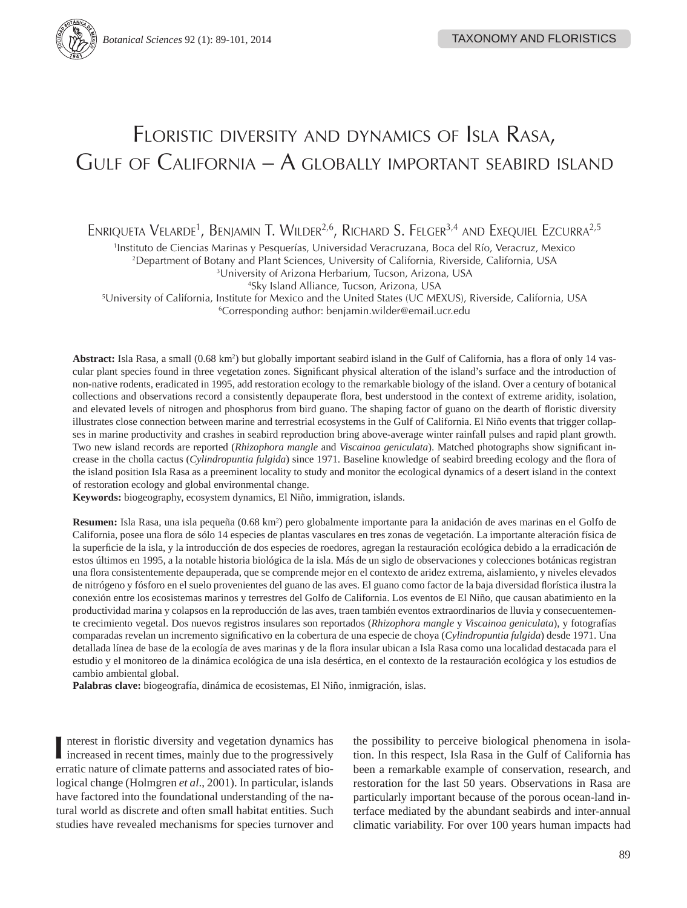TAXONOMY AND FLORISTICS

# Floristic diversity and dynamics of Isla Rasa, Gulf of California – A globally important seabird island

Enriqueta Velarde[1], Benjamin T. Wilder[2,6], Richard S. Felger[3,4] and Exequiel Ezcurra[2,5]

[1]Instituto de Ciencias Marinas y Pesquerías, Universidad Veracruzana, Boca del Río, Veracruz, Mexico
[2]Department of Botany and Plant Sciences, University of California, Riverside, California, USA
[3]University of Arizona Herbarium, Tucson, Arizona, USA
[4]Sky Island Alliance, Tucson, Arizona, USA
[5]University of California, Institute for Mexico and the United States (UC MEXUS), Riverside, California, USA
[6]Corresponding author: benjamin.wilder@email.ucr.edu

**Abstract:** Isla Rasa, a small (0.68 km$^2$) but globally important seabird island in the Gulf of California, has a flora of only 14 vascular plant species found in three vegetation zones. Significant physical alteration of the island's surface and the introduction of non-native rodents, eradicated in 1995, add restoration ecology to the remarkable biology of the island. Over a century of botanical collections and observations record a consistently depauperate flora, best understood in the context of extreme aridity, isolation, and elevated levels of nitrogen and phosphorus from bird guano. The shaping factor of guano on the dearth of floristic diversity illustrates close connection between marine and terrestrial ecosystems in the Gulf of California. El Niño events that trigger collapses in marine productivity and crashes in seabird reproduction bring above-average winter rainfall pulses and rapid plant growth. Two new island records are reported (*Rhizophora mangle* and *Viscainoa geniculata*). Matched photographs show significant increase in the cholla cactus (*Cylindropuntia fulgida*) since 1971. Baseline knowledge of seabird breeding ecology and the flora of the island position Isla Rasa as a preeminent locality to study and monitor the ecological dynamics of a desert island in the context of restoration ecology and global environmental change.
**Keywords:** biogeography, ecosystem dynamics, El Niño, immigration, islands.

**Resumen:** Isla Rasa, una isla pequeña (0.68 km$^2$) pero globalmente importante para la anidación de aves marinas en el Golfo de California, posee una flora de sólo 14 especies de plantas vasculares en tres zonas de vegetación. La importante alteración física de la superficie de la isla, y la introducción de dos especies de roedores, agregan la restauración ecológica debido a la erradicación de estos últimos en 1995, a la notable historia biológica de la isla. Más de un siglo de observaciones y colecciones botánicas registran una flora consistentemente depauperada, que se comprende mejor en el contexto de aridez extrema, aislamiento, y niveles elevados de nitrógeno y fósforo en el suelo provenientes del guano de las aves. El guano como factor de la baja diversidad florística ilustra la conexión entre los ecosistemas marinos y terrestres del Golfo de California. Los eventos de El Niño, que causan abatimiento en la productividad marina y colapsos en la reproducción de las aves, traen también eventos extraordinarios de lluvia y consecuentemente crecimiento vegetal. Dos nuevos registros insulares son reportados (*Rhizophora mangle* y *Viscainoa geniculata*), y fotografías comparadas revelan un incremento significativo en la cobertura de una especie de choya (*Cylindropuntia fulgida*) desde 1971. Una detallada línea de base de la ecología de aves marinas y de la flora insular ubican a Isla Rasa como una localidad destacada para el estudio y el monitoreo de la dinámica ecológica de una isla desértica, en el contexto de la restauración ecológica y los estudios de cambio ambiental global.
**Palabras clave:** biogeografía, dinámica de ecosistemas, El Niño, inmigración, islas.

Interest in floristic diversity and vegetation dynamics has increased in recent times, mainly due to the progressively erratic nature of climate patterns and associated rates of biological change (Holmgren *et al*., 2001). In particular, islands have factored into the foundational understanding of the natural world as discrete and often small habitat entities. Such studies have revealed mechanisms for species turnover and the possibility to perceive biological phenomena in isolation. In this respect, Isla Rasa in the Gulf of California has been a remarkable example of conservation, research, and restoration for the last 50 years. Observations in Rasa are particularly important because of the porous ocean-land interface mediated by the abundant seabirds and inter-annual climatic variability. For over 100 years human impacts had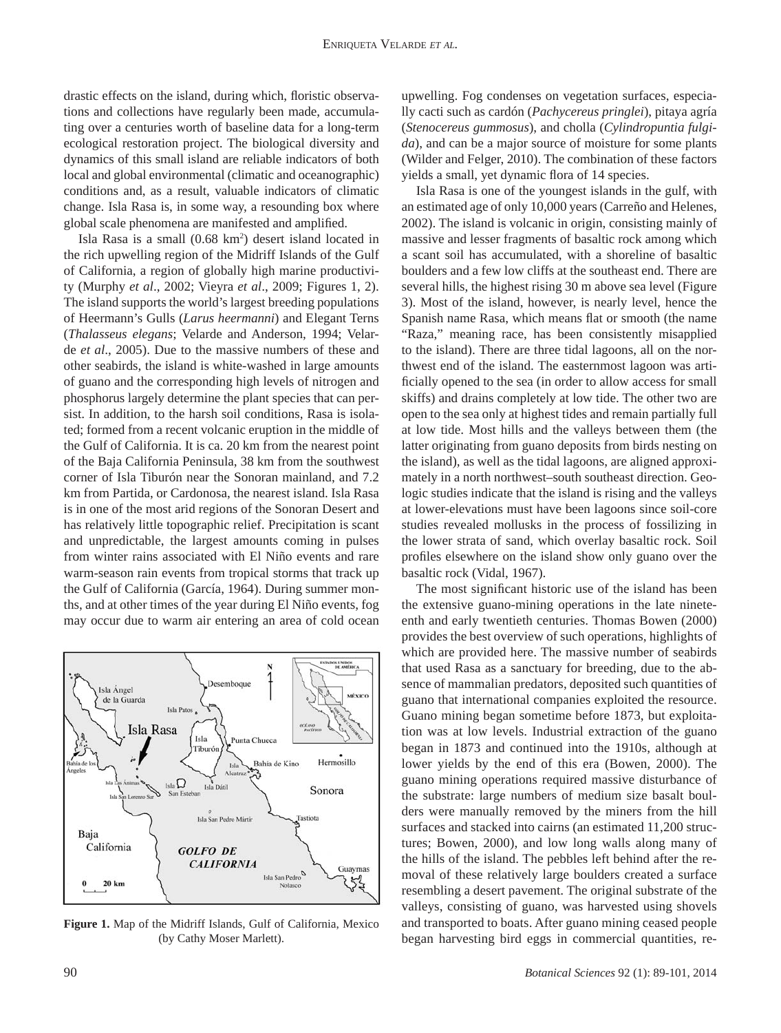drastic effects on the island, during which, floristic observations and collections have regularly been made, accumulating over a centuries worth of baseline data for a long-term ecological restoration project. The biological diversity and dynamics of this small island are reliable indicators of both local and global environmental (climatic and oceanographic) conditions and, as a result, valuable indicators of climatic change. Isla Rasa is, in some way, a resounding box where global scale phenomena are manifested and amplified.

Isla Rasa is a small (0.68 km$^2$) desert island located in the rich upwelling region of the Midriff Islands of the Gulf of California, a region of globally high marine productivity (Murphy *et al*., 2002; Vieyra *et al*., 2009; Figures 1, 2). The island supports the world's largest breeding populations of Heermann's Gulls (*Larus heermanni*) and Elegant Terns (*Thalasseus elegans*; Velarde and Anderson, 1994; Velarde *et al*., 2005). Due to the massive numbers of these and other seabirds, the island is white-washed in large amounts of guano and the corresponding high levels of nitrogen and phosphorus largely determine the plant species that can persist. In addition, to the harsh soil conditions, Rasa is isolated; formed from a recent volcanic eruption in the middle of the Gulf of California. It is ca. 20 km from the nearest point of the Baja California Peninsula, 38 km from the southwest corner of Isla Tiburón near the Sonoran mainland, and 7.2 km from Partida, or Cardonosa, the nearest island. Isla Rasa is in one of the most arid regions of the Sonoran Desert and has relatively little topographic relief. Precipitation is scant and unpredictable, the largest amounts coming in pulses from winter rains associated with El Niño events and rare warm-season rain events from tropical storms that track up the Gulf of California (García, 1964). During summer months, and at other times of the year during El Niño events, fog may occur due to warm air entering an area of cold ocean upwelling. Fog condenses on vegetation surfaces, especially cacti such as cardón (*Pachycereus pringlei*), pitaya agría (*Stenocereus gummosus*), and cholla (*Cylindropuntia fulgida*), and can be a major source of moisture for some plants (Wilder and Felger, 2010). The combination of these factors yields a small, yet dynamic flora of 14 species.

**Figure 1.** Map of the Midriff Islands, Gulf of California, Mexico (by Cathy Moser Marlett).

Isla Rasa is one of the youngest islands in the gulf, with an estimated age of only 10,000 years (Carreño and Helenes, 2002). The island is volcanic in origin, consisting mainly of massive and lesser fragments of basaltic rock among which a scant soil has accumulated, with a shoreline of basaltic boulders and a few low cliffs at the southeast end. There are several hills, the highest rising 30 m above sea level (Figure 3). Most of the island, however, is nearly level, hence the Spanish name Rasa, which means flat or smooth (the name "Raza," meaning race, has been consistently misapplied to the island). There are three tidal lagoons, all on the northwest end of the island. The easternmost lagoon was artificially opened to the sea (in order to allow access for small skiffs) and drains completely at low tide. The other two are open to the sea only at highest tides and remain partially full at low tide. Most hills and the valleys between them (the latter originating from guano deposits from birds nesting on the island), as well as the tidal lagoons, are aligned approximately in a north northwest–south southeast direction. Geologic studies indicate that the island is rising and the valleys at lower-elevations must have been lagoons since soil-core studies revealed mollusks in the process of fossilizing in the lower strata of sand, which overlay basaltic rock. Soil profiles elsewhere on the island show only guano over the basaltic rock (Vidal, 1967).

The most significant historic use of the island has been the extensive guano-mining operations in the late nineteenth and early twentieth centuries. Thomas Bowen (2000) provides the best overview of such operations, highlights of which are provided here. The massive number of seabirds that used Rasa as a sanctuary for breeding, due to the absence of mammalian predators, deposited such quantities of guano that international companies exploited the resource. Guano mining began sometime before 1873, but exploitation was at low levels. Industrial extraction of the guano began in 1873 and continued into the 1910s, although at lower yields by the end of this era (Bowen, 2000). The guano mining operations required massive disturbance of the substrate: large numbers of medium size basalt boulders were manually removed by the miners from the hill surfaces and stacked into cairns (an estimated 11,200 structures; Bowen, 2000), and low long walls along many of the hills of the island. The pebbles left behind after the removal of these relatively large boulders created a surface resembling a desert pavement. The original substrate of the valleys, consisting of guano, was harvested using shovels and transported to boats. After guano mining ceased people began harvesting bird eggs in commercial quantities, re-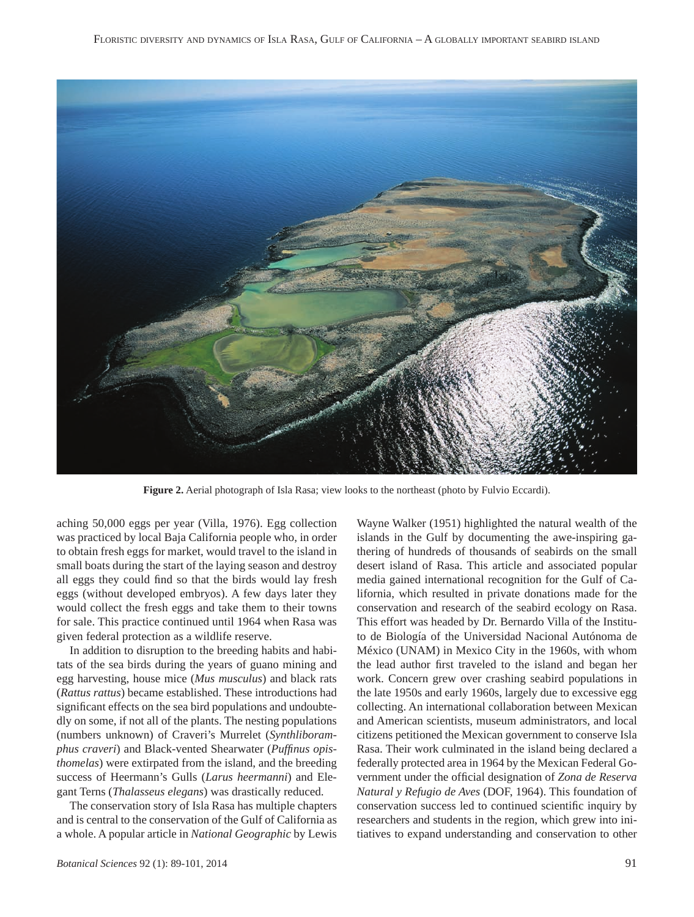**Figure 2.** Aerial photograph of Isla Rasa; view looks to the northeast (photo by Fulvio Eccardi).

aching 50,000 eggs per year (Villa, 1976). Egg collection was practiced by local Baja California people who, in order to obtain fresh eggs for market, would travel to the island in small boats during the start of the laying season and destroy all eggs they could find so that the birds would lay fresh eggs (without developed embryos). A few days later they would collect the fresh eggs and take them to their towns for sale. This practice continued until 1964 when Rasa was given federal protection as a wildlife reserve.

In addition to disruption to the breeding habits and habitats of the sea birds during the years of guano mining and egg harvesting, house mice (*Mus musculus*) and black rats (*Rattus rattus*) became established. These introductions had significant effects on the sea bird populations and undoubtedly on some, if not all of the plants. The nesting populations (numbers unknown) of Craveri's Murrelet (*Synthliboramphus craveri*) and Black-vented Shearwater (*Puffinus opisthomelas*) were extirpated from the island, and the breeding success of Heermann's Gulls (*Larus heermanni*) and Elegant Terns (*Thalasseus elegans*) was drastically reduced.

The conservation story of Isla Rasa has multiple chapters and is central to the conservation of the Gulf of California as a whole. A popular article in *National Geographic* by Lewis Wayne Walker (1951) highlighted the natural wealth of the islands in the Gulf by documenting the awe-inspiring gathering of hundreds of thousands of seabirds on the small desert island of Rasa. This article and associated popular media gained international recognition for the Gulf of California, which resulted in private donations made for the conservation and research of the seabird ecology on Rasa. This effort was headed by Dr. Bernardo Villa of the Instituto de Biología de la Universidad Nacional Autónoma de México (UNAM) in Mexico City in the 1960s, with whom the lead author first traveled to the island and began her work. Concern grew over crashing seabird populations in the late 1950s and early 1960s, largely due to excessive egg collecting. An international collaboration between Mexican and American scientists, museum administrators, and local citizens petitioned the Mexican government to conserve Isla Rasa. Their work culminated in the island being declared a federally protected area in 1964 by the Mexican Federal Government under the official designation of *Zona de Reserva Natural y Refugio de Aves* (DOF, 1964). This foundation of conservation success led to continued scientific inquiry by researchers and students in the region, which grew into initiatives to expand understanding and conservation to other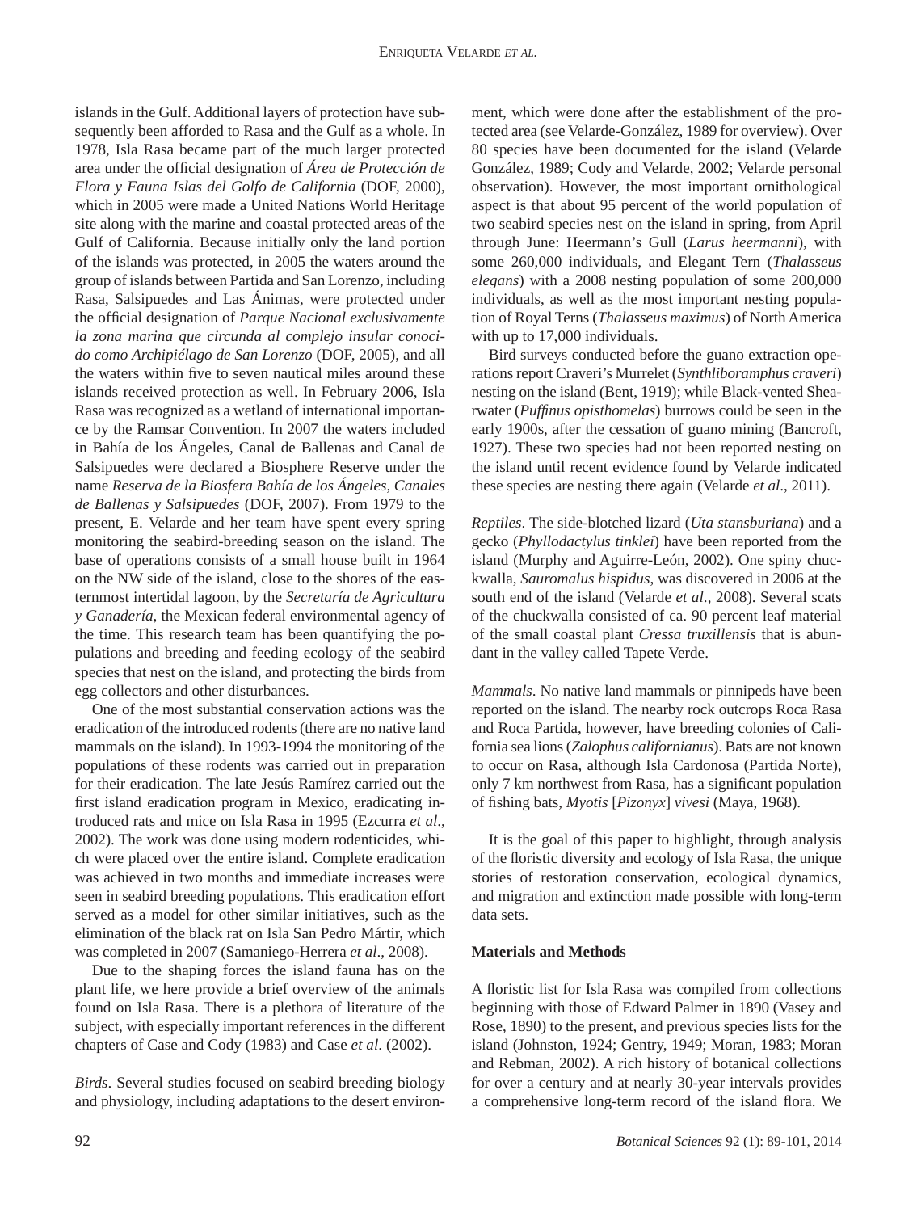islands in the Gulf. Additional layers of protection have subsequently been afforded to Rasa and the Gulf as a whole. In 1978, Isla Rasa became part of the much larger protected area under the official designation of *Área de Protección de Flora y Fauna Islas del Golfo de California* (DOF, 2000), which in 2005 were made a United Nations World Heritage site along with the marine and coastal protected areas of the Gulf of California. Because initially only the land portion of the islands was protected, in 2005 the waters around the group of islands between Partida and San Lorenzo, including Rasa, Salsipuedes and Las Ánimas, were protected under the official designation of *Parque Nacional exclusivamente la zona marina que circunda al complejo insular conocido como Archipiélago de San Lorenzo* (DOF, 2005), and all the waters within five to seven nautical miles around these islands received protection as well. In February 2006, Isla Rasa was recognized as a wetland of international importance by the Ramsar Convention. In 2007 the waters included in Bahía de los Ángeles, Canal de Ballenas and Canal de Salsipuedes were declared a Biosphere Reserve under the name *Reserva de la Biosfera Bahía de los Ángeles, Canales de Ballenas y Salsipuedes* (DOF, 2007). From 1979 to the present, E. Velarde and her team have spent every spring monitoring the seabird-breeding season on the island. The base of operations consists of a small house built in 1964 on the NW side of the island, close to the shores of the easternmost intertidal lagoon, by the *Secretaría de Agricultura y Ganadería*, the Mexican federal environmental agency of the time. This research team has been quantifying the populations and breeding and feeding ecology of the seabird species that nest on the island, and protecting the birds from egg collectors and other disturbances.

One of the most substantial conservation actions was the eradication of the introduced rodents (there are no native land mammals on the island). In 1993-1994 the monitoring of the populations of these rodents was carried out in preparation for their eradication. The late Jesús Ramírez carried out the first island eradication program in Mexico, eradicating introduced rats and mice on Isla Rasa in 1995 (Ezcurra *et al*., 2002). The work was done using modern rodenticides, which were placed over the entire island. Complete eradication was achieved in two months and immediate increases were seen in seabird breeding populations. This eradication effort served as a model for other similar initiatives, such as the elimination of the black rat on Isla San Pedro Mártir, which was completed in 2007 (Samaniego-Herrera *et al*., 2008).

Due to the shaping forces the island fauna has on the plant life, we here provide a brief overview of the animals found on Isla Rasa. There is a plethora of literature of the subject, with especially important references in the different chapters of Case and Cody (1983) and Case *et al*. (2002).

*Birds*. Several studies focused on seabird breeding biology and physiology, including adaptations to the desert environment, which were done after the establishment of the protected area (see Velarde-González, 1989 for overview). Over 80 species have been documented for the island (Velarde González, 1989; Cody and Velarde, 2002; Velarde personal observation). However, the most important ornithological aspect is that about 95 percent of the world population of two seabird species nest on the island in spring, from April through June: Heermann's Gull (*Larus heermanni*), with some 260,000 individuals, and Elegant Tern (*Thalasseus elegans*) with a 2008 nesting population of some 200,000 individuals, as well as the most important nesting population of Royal Terns (*Thalasseus maximus*) of North America with up to 17,000 individuals.

Bird surveys conducted before the guano extraction operations report Craveri's Murrelet (*Synthliboramphus craveri*) nesting on the island (Bent, 1919); while Black-vented Shearwater (*Puffinus opisthomelas*) burrows could be seen in the early 1900s, after the cessation of guano mining (Bancroft, 1927). These two species had not been reported nesting on the island until recent evidence found by Velarde indicated these species are nesting there again (Velarde *et al*., 2011).

*Reptiles*. The side-blotched lizard (*Uta stansburiana*) and a gecko (*Phyllodactylus tinklei*) have been reported from the island (Murphy and Aguirre-León, 2002). One spiny chuckwalla, *Sauromalus hispidus*, was discovered in 2006 at the south end of the island (Velarde *et al*., 2008). Several scats of the chuckwalla consisted of ca. 90 percent leaf material of the small coastal plant *Cressa truxillensis* that is abundant in the valley called Tapete Verde.

*Mammals*. No native land mammals or pinnipeds have been reported on the island. The nearby rock outcrops Roca Rasa and Roca Partida, however, have breeding colonies of California sea lions (*Zalophus californianus*). Bats are not known to occur on Rasa, although Isla Cardonosa (Partida Norte), only 7 km northwest from Rasa, has a significant population of fishing bats, *Myotis* [*Pizonyx*] *vivesi* (Maya, 1968).

It is the goal of this paper to highlight, through analysis of the floristic diversity and ecology of Isla Rasa, the unique stories of restoration conservation, ecological dynamics, and migration and extinction made possible with long-term data sets.

**Materials and Methods**

A floristic list for Isla Rasa was compiled from collections beginning with those of Edward Palmer in 1890 (Vasey and Rose, 1890) to the present, and previous species lists for the island (Johnston, 1924; Gentry, 1949; Moran, 1983; Moran and Rebman, 2002). A rich history of botanical collections for over a century and at nearly 30-year intervals provides a comprehensive long-term record of the island flora. We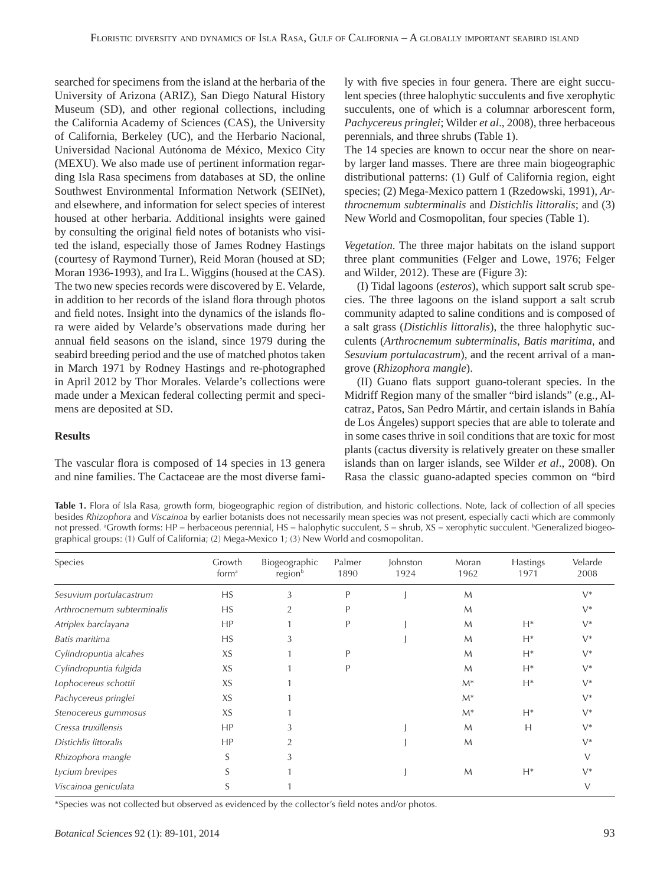searched for specimens from the island at the herbaria of the University of Arizona (ARIZ), San Diego Natural History Museum (SD), and other regional collections, including the California Academy of Sciences (CAS), the University of California, Berkeley (UC), and the Herbario Nacional, Universidad Nacional Autónoma de México, Mexico City (MEXU). We also made use of pertinent information regarding Isla Rasa specimens from databases at SD, the online Southwest Environmental Information Network (SEINet), and elsewhere, and information for select species of interest housed at other herbaria. Additional insights were gained by consulting the original field notes of botanists who visited the island, especially those of James Rodney Hastings (courtesy of Raymond Turner), Reid Moran (housed at SD; Moran 1936-1993), and Ira L. Wiggins (housed at the CAS). The two new species records were discovered by E. Velarde, in addition to her records of the island flora through photos and field notes. Insight into the dynamics of the islands flora were aided by Velarde's observations made during her annual field seasons on the island, since 1979 during the seabird breeding period and the use of matched photos taken in March 1971 by Rodney Hastings and re-photographed in April 2012 by Thor Morales. Velarde's collections were made under a Mexican federal collecting permit and specimens are deposited at SD.

## Results

The vascular flora is composed of 14 species in 13 genera and nine families. The Cactaceae are the most diverse family with five species in four genera. There are eight succulent species (three halophytic succulents and five xerophytic succulents, one of which is a columnar arborescent form, *Pachycereus pringlei*; Wilder *et al*., 2008), three herbaceous perennials, and three shrubs (Table 1).

The 14 species are known to occur near the shore on nearby larger land masses. There are three main biogeographic distributional patterns: (1) Gulf of California region, eight species; (2) Mega-Mexico pattern 1 (Rzedowski, 1991), *Arthrocnemum subterminalis* and *Distichlis littoralis*; and (3) New World and Cosmopolitan, four species (Table 1).

*Vegetation*. The three major habitats on the island support three plant communities (Felger and Lowe, 1976; Felger and Wilder, 2012). These are (Figure 3):

(I) Tidal lagoons (*esteros*), which support salt scrub species. The three lagoons on the island support a salt scrub community adapted to saline conditions and is composed of a salt grass (*Distichlis littoralis*), the three halophytic succulents (*Arthrocnemum subterminalis*, *Batis maritima*, and *Sesuvium portulacastrum*), and the recent arrival of a mangrove (*Rhizophora mangle*).

(II) Guano flats support guano-tolerant species. In the Midriff Region many of the smaller "bird islands" (e.g., Alcatraz, Patos, San Pedro Mártir, and certain islands in Bahía de Los Ángeles) support species that are able to tolerate and in some cases thrive in soil conditions that are toxic for most plants (cactus diversity is relatively greater on these smaller islands than on larger islands, see Wilder *et al*., 2008). On Rasa the classic guano-adapted species common on "bird

**Table 1.** Flora of Isla Rasa, growth form, biogeographic region of distribution, and historic collections. Note, lack of collection of all species besides *Rhizophora* and *Viscainoa* by earlier botanists does not necessarily mean species was not present, especially cacti which are commonly not pressed. [a]Growth forms: HP = herbaceous perennial, HS = halophytic succulent, S = shrub, XS = xerophytic succulent. [b]Generalized biogeographical groups: (1) Gulf of California; (2) Mega-Mexico 1; (3) New World and cosmopolitan.

| Species | Growth form[a] | Biogeographic region[b] | Palmer 1890 | Johnston 1924 | Moran 1962 | Hastings 1971 | Velarde 2008 |
|---|---|---|---|---|---|---|---|
| *Sesuvium portulacastrum* | HS | 3 | P | J | M | | V* |
| *Arthrocnemum subterminalis* | HS | 2 | P | | M | | V* |
| *Atriplex barclayana* | HP | 1 | P | J | M | H* | V* |
| *Batis maritima* | HS | 3 | | J | M | H* | V* |
| *Cylindropuntia alcahes* | XS | 1 | P | | M | H* | V* |
| *Cylindropuntia fulgida* | XS | 1 | P | | M | H* | V* |
| *Lophocereus schottii* | XS | 1 | | | M* | H* | V* |
| *Pachycereus pringlei* | XS | 1 | | | M* | | V* |
| *Stenocereus gummosus* | XS | 1 | | | M* | H* | V* |
| *Cressa truxillensis* | HP | 3 | | J | M | H | V* |
| *Distichlis littoralis* | HP | 2 | | J | M | | V* |
| *Rhizophora mangle* | S | 3 | | | | | V |
| *Lycium brevipes* | S | 1 | | J | M | H* | V* |
| *Viscainoa geniculata* | S | 1 | | | | | V |

*Species was not collected but observed as evidenced by the collector's field notes and/or photos.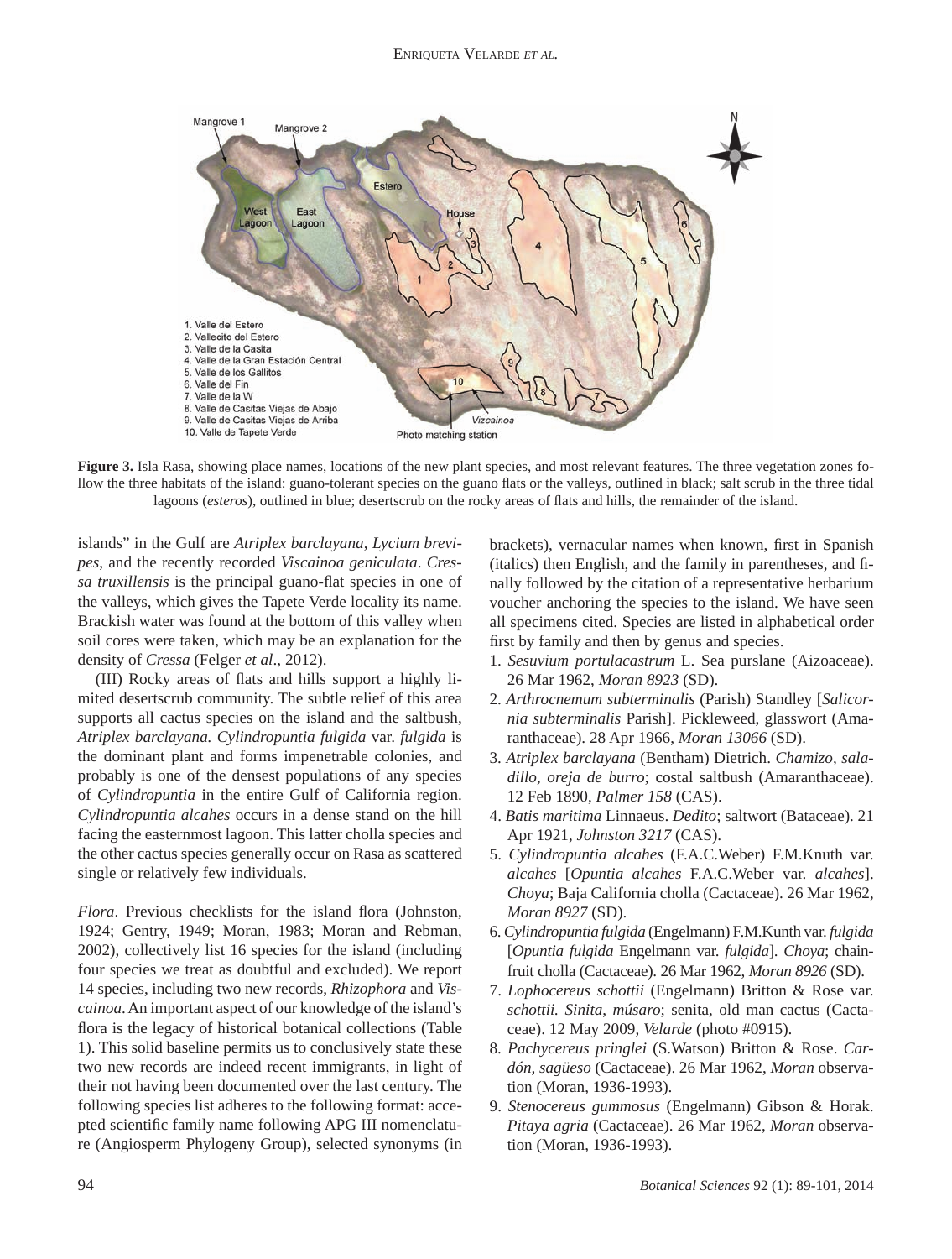**Figure 3.** Isla Rasa, showing place names, locations of the new plant species, and most relevant features. The three vegetation zones follow the three habitats of the island: guano-tolerant species on the guano flats or the valleys, outlined in black; salt scrub in the three tidal lagoons (*esteros*), outlined in blue; desertscrub on the rocky areas of flats and hills, the remainder of the island.

islands" in the Gulf are *Atriplex barclayana*, *Lycium brevipes*, and the recently recorded *Viscainoa geniculata*. *Cressa truxillensis* is the principal guano-flat species in one of the valleys, which gives the Tapete Verde locality its name. Brackish water was found at the bottom of this valley when soil cores were taken, which may be an explanation for the density of *Cressa* (Felger *et al*., 2012).

(III) Rocky areas of flats and hills support a highly limited desertscrub community. The subtle relief of this area supports all cactus species on the island and the saltbush, *Atriplex barclayana. Cylindropuntia fulgida* var. *fulgida* is the dominant plant and forms impenetrable colonies, and probably is one of the densest populations of any species of *Cylindropuntia* in the entire Gulf of California region. *Cylindropuntia alcahes* occurs in a dense stand on the hill facing the easternmost lagoon. This latter cholla species and the other cactus species generally occur on Rasa as scattered single or relatively few individuals.

*Flora*. Previous checklists for the island flora (Johnston, 1924; Gentry, 1949; Moran, 1983; Moran and Rebman, 2002), collectively list 16 species for the island (including four species we treat as doubtful and excluded). We report 14 species, including two new records, *Rhizophora* and *Viscainoa*. An important aspect of our knowledge of the island's flora is the legacy of historical botanical collections (Table 1). This solid baseline permits us to conclusively state these two new records are indeed recent immigrants, in light of their not having been documented over the last century. The following species list adheres to the following format: accepted scientific family name following APG III nomenclature (Angiosperm Phylogeny Group), selected synonyms (in brackets), vernacular names when known, first in Spanish (italics) then English, and the family in parentheses, and finally followed by the citation of a representative herbarium voucher anchoring the species to the island. We have seen all specimens cited. Species are listed in alphabetical order first by family and then by genus and species.

1. *Sesuvium portulacastrum* L. Sea purslane (Aizoaceae). 26 Mar 1962, *Moran 8923* (SD).
2. *Arthrocnemum subterminalis* (Parish) Standley [*Salicornia subterminalis* Parish]. Pickleweed, glasswort (Amaranthaceae). 28 Apr 1966, *Moran 13066* (SD).
3. *Atriplex barclayana* (Bentham) Dietrich. *Chamizo, saladillo, oreja de burro*; costal saltbush (Amaranthaceae). 12 Feb 1890, *Palmer 158* (CAS).
4. *Batis maritima* Linnaeus. *Dedito*; saltwort (Bataceae). 21 Apr 1921, *Johnston 3217* (CAS).
5. *Cylindropuntia alcahes* (F.A.C.Weber) F.M.Knuth var. *alcahes* [*Opuntia alcahes* F.A.C.Weber var. *alcahes*]. *Choya*; Baja California cholla (Cactaceae). 26 Mar 1962, *Moran 8927* (SD).
6. *Cylindropuntia fulgida* (Engelmann) F.M.Kunth var. *fulgida* [*Opuntia fulgida* Engelmann var. *fulgida*]. *Choya*; chain-fruit cholla (Cactaceae). 26 Mar 1962, *Moran 8926* (SD).
7. *Lophocereus schottii* (Engelmann) Britton & Rose var. *schottii. Sinita*, *músaro*; senita, old man cactus (Cactaceae). 12 May 2009, *Velarde* (photo #0915).
8. *Pachycereus pringlei* (S.Watson) Britton & Rose. *Cardón, sagüeso* (Cactaceae). 26 Mar 1962, *Moran* observation (Moran, 1936-1993).
9. *Stenocereus gummosus* (Engelmann) Gibson & Horak. *Pitaya agria* (Cactaceae). 26 Mar 1962, *Moran* observation (Moran, 1936-1993).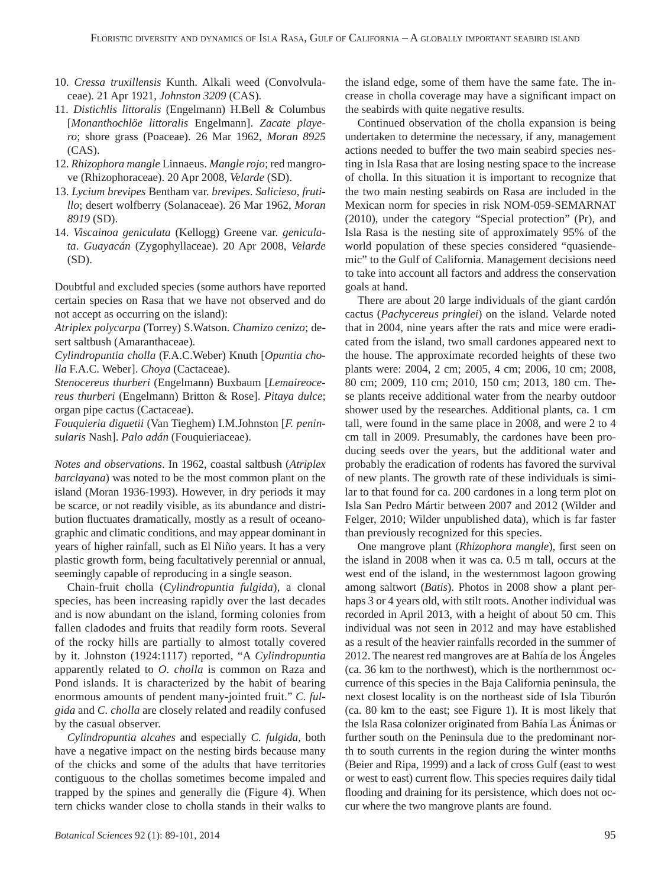10. *Cressa truxillensis* Kunth. Alkali weed (Convolvulaceae). 21 Apr 1921, *Johnston 3209* (CAS).
11. *Distichlis littoralis* (Engelmann) H.Bell & Columbus [*Monanthochlöe littoralis* Engelmann]. *Zacate playero*; shore grass (Poaceae). 26 Mar 1962, *Moran 8925* (CAS).
12. *Rhizophora mangle* Linnaeus. *Mangle rojo*; red mangrove (Rhizophoraceae). 20 Apr 2008, *Velarde* (SD).
13. *Lycium brevipes* Bentham var. *brevipes*. *Salicieso*, *frutillo*; desert wolfberry (Solanaceae). 26 Mar 1962, *Moran 8919* (SD).
14. *Viscainoa geniculata* (Kellogg) Greene var. *geniculata*. *Guayacán* (Zygophyllaceae). 20 Apr 2008, *Velarde* (SD).

Doubtful and excluded species (some authors have reported certain species on Rasa that we have not observed and do not accept as occurring on the island):

*Atriplex polycarpa* (Torrey) S.Watson. *Chamizo cenizo*; desert saltbush (Amaranthaceae).

*Cylindropuntia cholla* (F.A.C.Weber) Knuth [*Opuntia cholla* F.A.C. Weber]. *Choya* (Cactaceae).

*Stenocereus thurberi* (Engelmann) Buxbaum [*Lemaireocereus thurberi* (Engelmann) Britton & Rose]. *Pitaya dulce*; organ pipe cactus (Cactaceae).

*Fouquieria diguetii* (Van Tieghem) I.M.Johnston [*F. peninsularis* Nash]. *Palo adán* (Fouquieriaceae).

*Notes and observations*. In 1962, coastal saltbush (*Atriplex barclayana*) was noted to be the most common plant on the island (Moran 1936-1993). However, in dry periods it may be scarce, or not readily visible, as its abundance and distribution fluctuates dramatically, mostly as a result of oceanographic and climatic conditions, and may appear dominant in years of higher rainfall, such as El Niño years. It has a very plastic growth form, being facultatively perennial or annual, seemingly capable of reproducing in a single season.

Chain-fruit cholla (*Cylindropuntia fulgida*), a clonal species, has been increasing rapidly over the last decades and is now abundant on the island, forming colonies from fallen cladodes and fruits that readily form roots. Several of the rocky hills are partially to almost totally covered by it. Johnston (1924:1117) reported, "A *Cylindropuntia* apparently related to *O. cholla* is common on Raza and Pond islands. It is characterized by the habit of bearing enormous amounts of pendent many-jointed fruit." *C. fulgida* and *C. cholla* are closely related and readily confused by the casual observer.

*Cylindropuntia alcahes* and especially *C. fulgida*, both have a negative impact on the nesting birds because many of the chicks and some of the adults that have territories contiguous to the chollas sometimes become impaled and trapped by the spines and generally die (Figure 4). When tern chicks wander close to cholla stands in their walks to the island edge, some of them have the same fate. The increase in cholla coverage may have a significant impact on the seabirds with quite negative results.

Continued observation of the cholla expansion is being undertaken to determine the necessary, if any, management actions needed to buffer the two main seabird species nesting in Isla Rasa that are losing nesting space to the increase of cholla. In this situation it is important to recognize that the two main nesting seabirds on Rasa are included in the Mexican norm for species in risk NOM-059-SEMARNAT (2010), under the category "Special protection" (Pr), and Isla Rasa is the nesting site of approximately 95% of the world population of these species considered "quasiendemic" to the Gulf of California. Management decisions need to take into account all factors and address the conservation goals at hand.

There are about 20 large individuals of the giant cardón cactus (*Pachycereus pringlei*) on the island. Velarde noted that in 2004, nine years after the rats and mice were eradicated from the island, two small cardones appeared next to the house. The approximate recorded heights of these two plants were: 2004, 2 cm; 2005, 4 cm; 2006, 10 cm; 2008, 80 cm; 2009, 110 cm; 2010, 150 cm; 2013, 180 cm. These plants receive additional water from the nearby outdoor shower used by the researches. Additional plants, ca. 1 cm tall, were found in the same place in 2008, and were 2 to 4 cm tall in 2009. Presumably, the cardones have been producing seeds over the years, but the additional water and probably the eradication of rodents has favored the survival of new plants. The growth rate of these individuals is similar to that found for ca. 200 cardones in a long term plot on Isla San Pedro Mártir between 2007 and 2012 (Wilder and Felger, 2010; Wilder unpublished data), which is far faster than previously recognized for this species.

One mangrove plant (*Rhizophora mangle*), first seen on the island in 2008 when it was ca. 0.5 m tall, occurs at the west end of the island, in the westernmost lagoon growing among saltwort (*Batis*). Photos in 2008 show a plant perhaps 3 or 4 years old, with stilt roots. Another individual was recorded in April 2013, with a height of about 50 cm. This individual was not seen in 2012 and may have established as a result of the heavier rainfalls recorded in the summer of 2012. The nearest red mangroves are at Bahía de los Ángeles (ca. 36 km to the northwest), which is the northernmost occurrence of this species in the Baja California peninsula, the next closest locality is on the northeast side of Isla Tiburón (ca. 80 km to the east; see Figure 1). It is most likely that the Isla Rasa colonizer originated from Bahía Las Ánimas or further south on the Peninsula due to the predominant north to south currents in the region during the winter months (Beier and Ripa, 1999) and a lack of cross Gulf (east to west or west to east) current flow. This species requires daily tidal flooding and draining for its persistence, which does not occur where the two mangrove plants are found.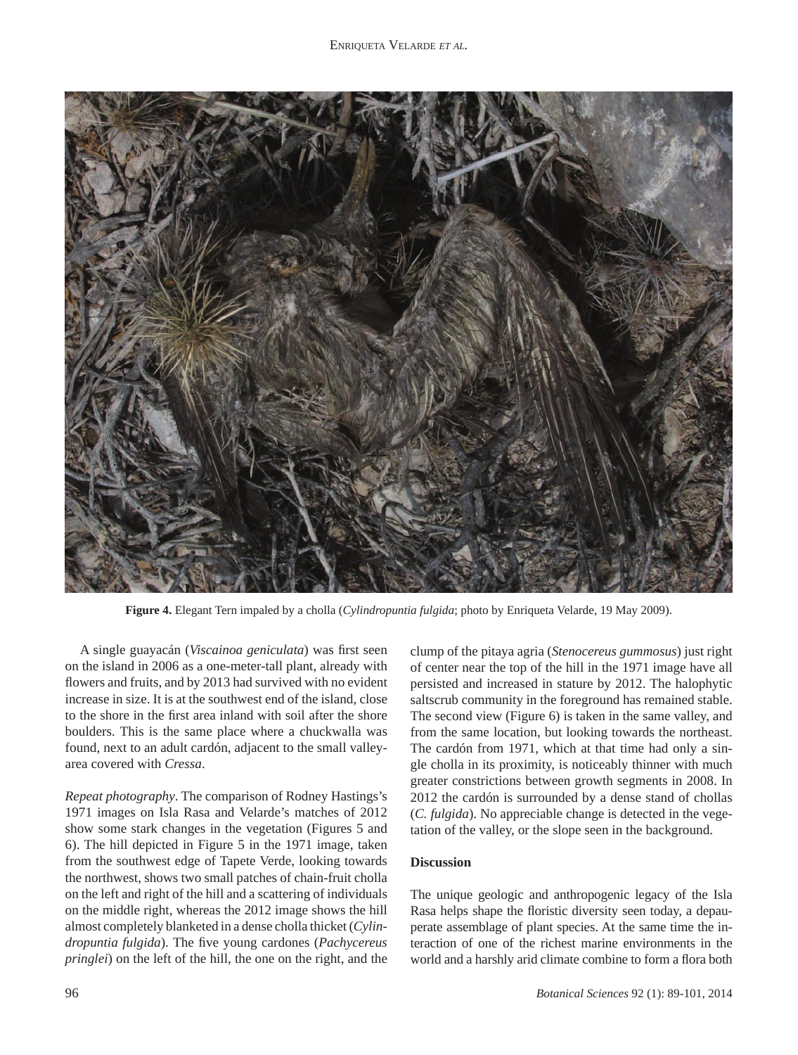**Figure 4.** Elegant Tern impaled by a cholla (*Cylindropuntia fulgida*; photo by Enriqueta Velarde, 19 May 2009).

A single guayacán (*Viscainoa geniculata*) was first seen on the island in 2006 as a one-meter-tall plant, already with flowers and fruits, and by 2013 had survived with no evident increase in size. It is at the southwest end of the island, close to the shore in the first area inland with soil after the shore boulders. This is the same place where a chuckwalla was found, next to an adult cardón, adjacent to the small valley-area covered with *Cressa*.

*Repeat photography*. The comparison of Rodney Hastings's 1971 images on Isla Rasa and Velarde's matches of 2012 show some stark changes in the vegetation (Figures 5 and 6). The hill depicted in Figure 5 in the 1971 image, taken from the southwest edge of Tapete Verde, looking towards the northwest, shows two small patches of chain-fruit cholla on the left and right of the hill and a scattering of individuals on the middle right, whereas the 2012 image shows the hill almost completely blanketed in a dense cholla thicket (*Cylindropuntia fulgida*). The five young cardones (*Pachycereus pringlei*) on the left of the hill, the one on the right, and the clump of the pitaya agria (*Stenocereus gummosus*) just right of center near the top of the hill in the 1971 image have all persisted and increased in stature by 2012. The halophytic saltscrub community in the foreground has remained stable. The second view (Figure 6) is taken in the same valley, and from the same location, but looking towards the northeast. The cardón from 1971, which at that time had only a single cholla in its proximity, is noticeably thinner with much greater constrictions between growth segments in 2008. In 2012 the cardón is surrounded by a dense stand of chollas (*C. fulgida*). No appreciable change is detected in the vegetation of the valley, or the slope seen in the background.

## Discussion

The unique geologic and anthropogenic legacy of the Isla Rasa helps shape the floristic diversity seen today, a depauperate assemblage of plant species. At the same time the interaction of one of the richest marine environments in the world and a harshly arid climate combine to form a flora both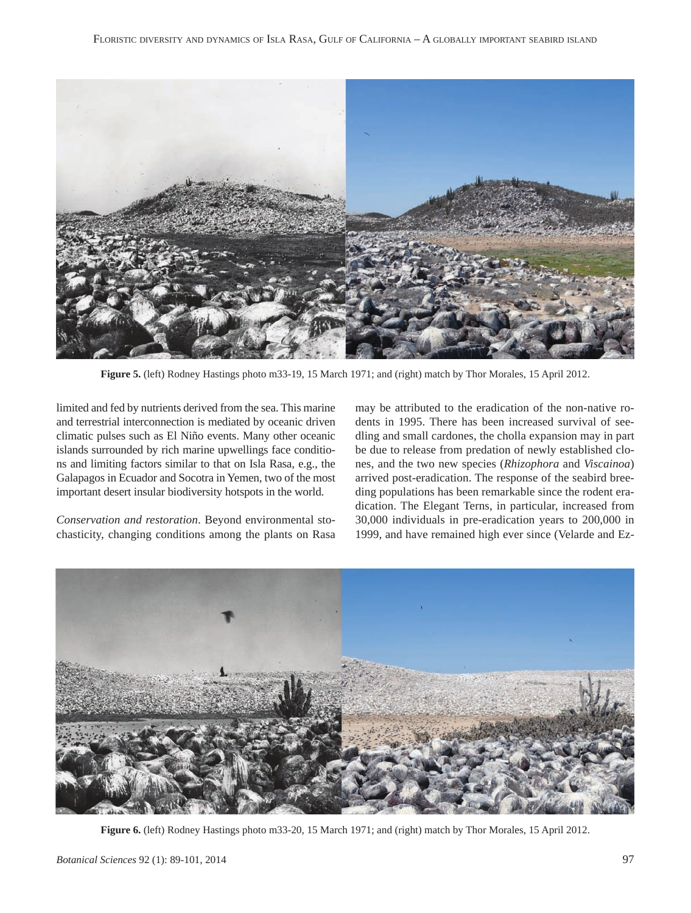**Figure 5.** (left) Rodney Hastings photo m33-19, 15 March 1971; and (right) match by Thor Morales, 15 April 2012.

limited and fed by nutrients derived from the sea. This marine and terrestrial interconnection is mediated by oceanic driven climatic pulses such as El Niño events. Many other oceanic islands surrounded by rich marine upwellings face conditions and limiting factors similar to that on Isla Rasa, e.g., the Galapagos in Ecuador and Socotra in Yemen, two of the most important desert insular biodiversity hotspots in the world.

*Conservation and restoration*. Beyond environmental stochasticity, changing conditions among the plants on Rasa may be attributed to the eradication of the non-native rodents in 1995. There has been increased survival of seedling and small cardones, the cholla expansion may in part be due to release from predation of newly established clones, and the two new species (*Rhizophora* and *Viscainoa*) arrived post-eradication. The response of the seabird breeding populations has been remarkable since the rodent eradication. The Elegant Terns, in particular, increased from 30,000 individuals in pre-eradication years to 200,000 in 1999, and have remained high ever since (Velarde and Ez-

**Figure 6.** (left) Rodney Hastings photo m33-20, 15 March 1971; and (right) match by Thor Morales, 15 April 2012.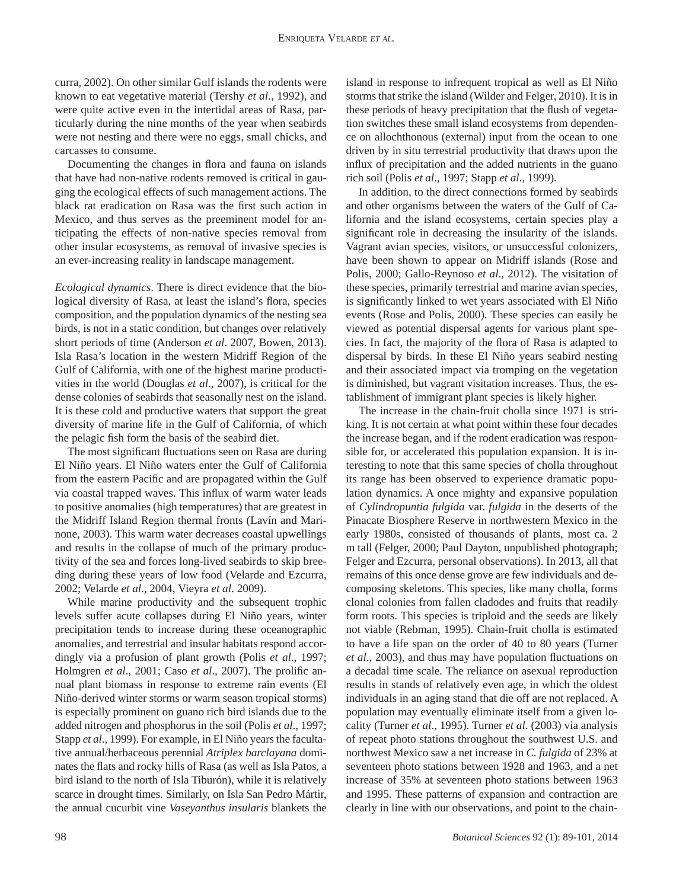curra, 2002). On other similar Gulf islands the rodents were known to eat vegetative material (Tershy *et al*., 1992), and were quite active even in the intertidal areas of Rasa, particularly during the nine months of the year when seabirds were not nesting and there were no eggs, small chicks, and carcasses to consume.

Documenting the changes in flora and fauna on islands that have had non-native rodents removed is critical in gauging the ecological effects of such management actions. The black rat eradication on Rasa was the first such action in Mexico, and thus serves as the preeminent model for anticipating the effects of non-native species removal from other insular ecosystems, as removal of invasive species is an ever-increasing reality in landscape management.

*Ecological dynamics*. There is direct evidence that the biological diversity of Rasa, at least the island's flora, species composition, and the population dynamics of the nesting sea birds, is not in a static condition, but changes over relatively short periods of time (Anderson *et al*. 2007, Bowen, 2013). Isla Rasa's location in the western Midriff Region of the Gulf of California, with one of the highest marine productivities in the world (Douglas *et al*., 2007), is critical for the dense colonies of seabirds that seasonally nest on the island. It is these cold and productive waters that support the great diversity of marine life in the Gulf of California, of which the pelagic fish form the basis of the seabird diet.

The most significant fluctuations seen on Rasa are during El Niño years. El Niño waters enter the Gulf of California from the eastern Pacific and are propagated within the Gulf via coastal trapped waves. This influx of warm water leads to positive anomalies (high temperatures) that are greatest in the Midriff Island Region thermal fronts (Lavín and Marinone, 2003). This warm water decreases coastal upwellings and results in the collapse of much of the primary productivity of the sea and forces long-lived seabirds to skip breeding during these years of low food (Velarde and Ezcurra, 2002; Velarde *et al*., 2004, Vieyra *et al*. 2009).

While marine productivity and the subsequent trophic levels suffer acute collapses during El Niño years, winter precipitation tends to increase during these oceanographic anomalies, and terrestrial and insular habitats respond accordingly via a profusion of plant growth (Polis *et al*., 1997; Holmgren *et al*., 2001; Caso *et al*., 2007). The prolific annual plant biomass in response to extreme rain events (El Niño-derived winter storms or warm season tropical storms) is especially prominent on guano rich bird islands due to the added nitrogen and phosphorus in the soil (Polis *et al*., 1997; Stapp *et al*., 1999). For example, in El Niño years the facultative annual/herbaceous perennial *Atriplex barclayana* dominates the flats and rocky hills of Rasa (as well as Isla Patos, a bird island to the north of Isla Tiburón), while it is relatively scarce in drought times. Similarly, on Isla San Pedro Mártir, the annual cucurbit vine *Vaseyanthus insularis* blankets the island in response to infrequent tropical as well as El Niño storms that strike the island (Wilder and Felger, 2010). It is in these periods of heavy precipitation that the flush of vegetation switches these small island ecosystems from dependence on allochthonous (external) input from the ocean to one driven by in situ terrestrial productivity that draws upon the influx of precipitation and the added nutrients in the guano rich soil (Polis *et al*., 1997; Stapp *et al*., 1999).

In addition, to the direct connections formed by seabirds and other organisms between the waters of the Gulf of California and the island ecosystems, certain species play a significant role in decreasing the insularity of the islands. Vagrant avian species, visitors, or unsuccessful colonizers, have been shown to appear on Midriff islands (Rose and Polis, 2000; Gallo-Reynoso *et al*., 2012). The visitation of these species, primarily terrestrial and marine avian species, is significantly linked to wet years associated with El Niño events (Rose and Polis, 2000). These species can easily be viewed as potential dispersal agents for various plant species. In fact, the majority of the flora of Rasa is adapted to dispersal by birds. In these El Niño years seabird nesting and their associated impact via tromping on the vegetation is diminished, but vagrant visitation increases. Thus, the establishment of immigrant plant species is likely higher.

The increase in the chain-fruit cholla since 1971 is striking. It is not certain at what point within these four decades the increase began, and if the rodent eradication was responsible for, or accelerated this population expansion. It is interesting to note that this same species of cholla throughout its range has been observed to experience dramatic population dynamics. A once mighty and expansive population of *Cylindropuntia fulgida* var. *fulgida* in the deserts of the Pinacate Biosphere Reserve in northwestern Mexico in the early 1980s, consisted of thousands of plants, most ca. 2 m tall (Felger, 2000; Paul Dayton, unpublished photograph; Felger and Ezcurra, personal observations). In 2013, all that remains of this once dense grove are few individuals and decomposing skeletons. This species, like many cholla, forms clonal colonies from fallen cladodes and fruits that readily form roots. This species is triploid and the seeds are likely not viable (Rebman, 1995). Chain-fruit cholla is estimated to have a life span on the order of 40 to 80 years (Turner *et al*., 2003), and thus may have population fluctuations on a decadal time scale. The reliance on asexual reproduction results in stands of relatively even age, in which the oldest individuals in an aging stand that die off are not replaced. A population may eventually eliminate itself from a given locality (Turner *et al*., 1995). Turner *et al*. (2003) via analysis of repeat photo stations throughout the southwest U.S. and northwest Mexico saw a net increase in *C. fulgida* of 23% at seventeen photo stations between 1928 and 1963, and a net increase of 35% at seventeen photo stations between 1963 and 1995. These patterns of expansion and contraction are clearly in line with our observations, and point to the chain-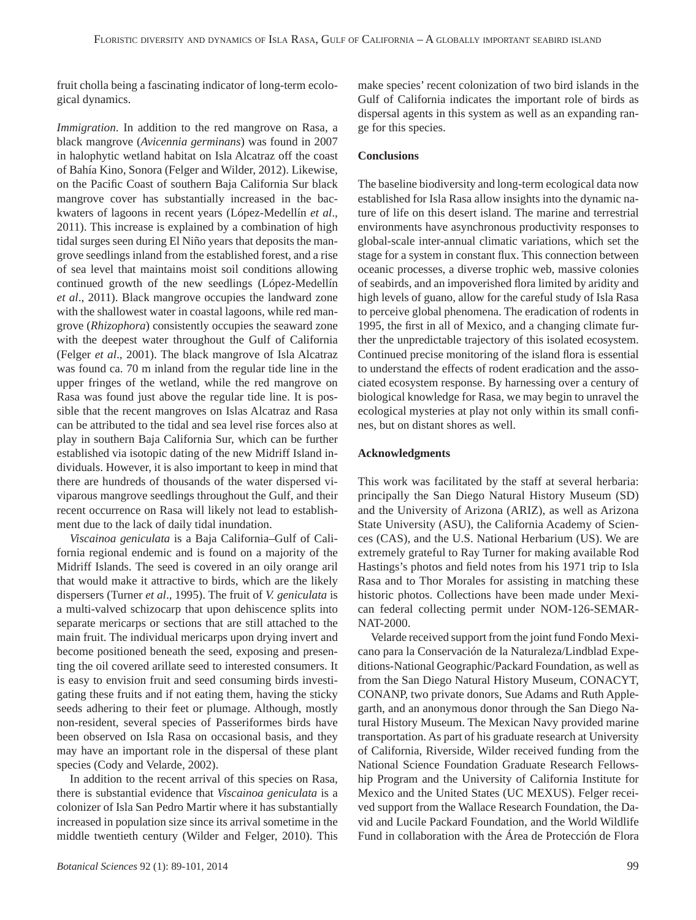fruit cholla being a fascinating indicator of long-term ecological dynamics.

*Immigration*. In addition to the red mangrove on Rasa, a black mangrove (*Avicennia germinans*) was found in 2007 in halophytic wetland habitat on Isla Alcatraz off the coast of Bahía Kino, Sonora (Felger and Wilder, 2012). Likewise, on the Pacific Coast of southern Baja California Sur black mangrove cover has substantially increased in the backwaters of lagoons in recent years (López-Medellín *et al*., 2011). This increase is explained by a combination of high tidal surges seen during El Niño years that deposits the mangrove seedlings inland from the established forest, and a rise of sea level that maintains moist soil conditions allowing continued growth of the new seedlings (López-Medellín *et al*., 2011). Black mangrove occupies the landward zone with the shallowest water in coastal lagoons, while red mangrove (*Rhizophora*) consistently occupies the seaward zone with the deepest water throughout the Gulf of California (Felger *et al*., 2001). The black mangrove of Isla Alcatraz was found ca. 70 m inland from the regular tide line in the upper fringes of the wetland, while the red mangrove on Rasa was found just above the regular tide line. It is possible that the recent mangroves on Islas Alcatraz and Rasa can be attributed to the tidal and sea level rise forces also at play in southern Baja California Sur, which can be further established via isotopic dating of the new Midriff Island individuals. However, it is also important to keep in mind that there are hundreds of thousands of the water dispersed viviparous mangrove seedlings throughout the Gulf, and their recent occurrence on Rasa will likely not lead to establishment due to the lack of daily tidal inundation.

*Viscainoa geniculata* is a Baja California–Gulf of California regional endemic and is found on a majority of the Midriff Islands. The seed is covered in an oily orange aril that would make it attractive to birds, which are the likely dispersers (Turner *et al*., 1995). The fruit of *V. geniculata* is a multi-valved schizocarp that upon dehiscence splits into separate mericarps or sections that are still attached to the main fruit. The individual mericarps upon drying invert and become positioned beneath the seed, exposing and presenting the oil covered arillate seed to interested consumers. It is easy to envision fruit and seed consuming birds investigating these fruits and if not eating them, having the sticky seeds adhering to their feet or plumage. Although, mostly non-resident, several species of Passeriformes birds have been observed on Isla Rasa on occasional basis, and they may have an important role in the dispersal of these plant species (Cody and Velarde, 2002).

In addition to the recent arrival of this species on Rasa, there is substantial evidence that *Viscainoa geniculata* is a colonizer of Isla San Pedro Martir where it has substantially increased in population size since its arrival sometime in the middle twentieth century (Wilder and Felger, 2010). This make species' recent colonization of two bird islands in the Gulf of California indicates the important role of birds as dispersal agents in this system as well as an expanding range for this species.

## Conclusions

The baseline biodiversity and long-term ecological data now established for Isla Rasa allow insights into the dynamic nature of life on this desert island. The marine and terrestrial environments have asynchronous productivity responses to global-scale inter-annual climatic variations, which set the stage for a system in constant flux. This connection between oceanic processes, a diverse trophic web, massive colonies of seabirds, and an impoverished flora limited by aridity and high levels of guano, allow for the careful study of Isla Rasa to perceive global phenomena. The eradication of rodents in 1995, the first in all of Mexico, and a changing climate further the unpredictable trajectory of this isolated ecosystem. Continued precise monitoring of the island flora is essential to understand the effects of rodent eradication and the associated ecosystem response. By harnessing over a century of biological knowledge for Rasa, we may begin to unravel the ecological mysteries at play not only within its small confines, but on distant shores as well.

## Acknowledgments

This work was facilitated by the staff at several herbaria: principally the San Diego Natural History Museum (SD) and the University of Arizona (ARIZ), as well as Arizona State University (ASU), the California Academy of Sciences (CAS), and the U.S. National Herbarium (US). We are extremely grateful to Ray Turner for making available Rod Hastings's photos and field notes from his 1971 trip to Isla Rasa and to Thor Morales for assisting in matching these historic photos. Collections have been made under Mexican federal collecting permit under NOM-126-SEMARNAT-2000.

Velarde received support from the joint fund Fondo Mexicano para la Conservación de la Naturaleza/Lindblad Expeditions-National Geographic/Packard Foundation, as well as from the San Diego Natural History Museum, CONACYT, CONANP, two private donors, Sue Adams and Ruth Applegarth, and an anonymous donor through the San Diego Natural History Museum. The Mexican Navy provided marine transportation. As part of his graduate research at University of California, Riverside, Wilder received funding from the National Science Foundation Graduate Research Fellowship Program and the University of California Institute for Mexico and the United States (UC MEXUS). Felger received support from the Wallace Research Foundation, the David and Lucile Packard Foundation, and the World Wildlife Fund in collaboration with the Área de Protección de Flora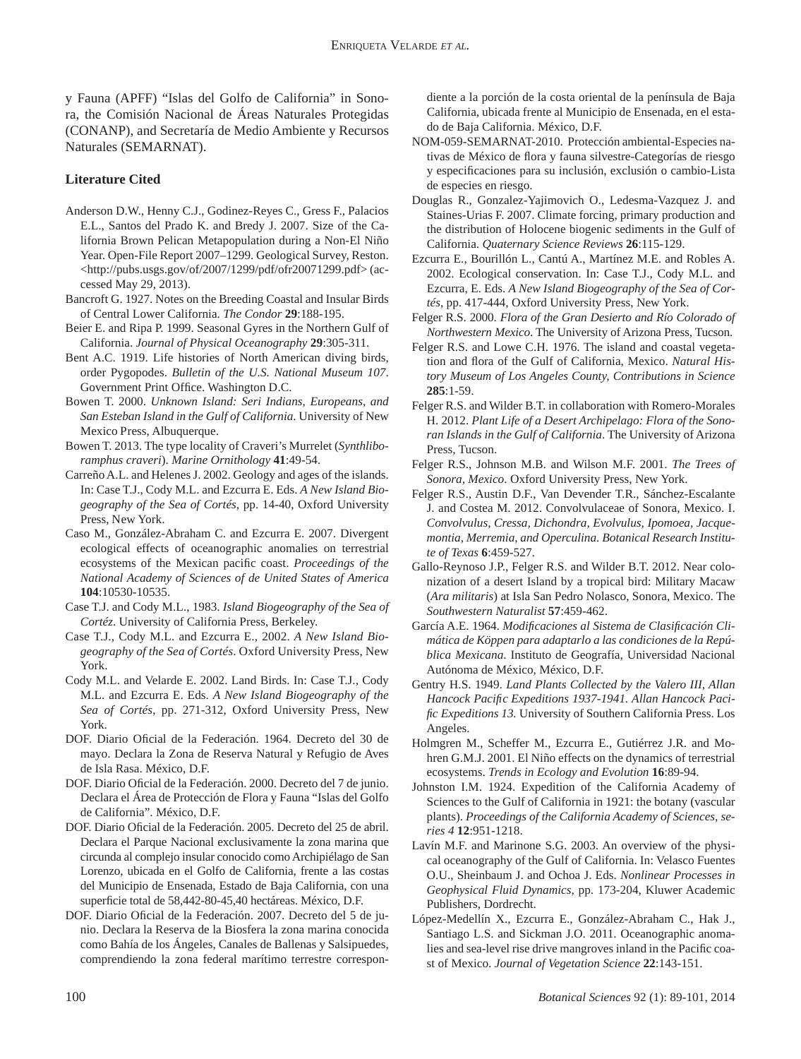y Fauna (APFF) "Islas del Golfo de California" in Sonora, the Comisión Nacional de Áreas Naturales Protegidas (CONANP), and Secretaría de Medio Ambiente y Recursos Naturales (SEMARNAT).

## Literature Cited

Anderson D.W., Henny C.J., Godinez-Reyes C., Gress F., Palacios E.L., Santos del Prado K. and Bredy J. 2007. Size of the California Brown Pelican Metapopulation during a Non-El Niño Year. Open-File Report 2007–1299. Geological Survey, Reston. <http://pubs.usgs.gov/of/2007/1299/pdf/ofr20071299.pdf> (accessed May 29, 2013).

Bancroft G. 1927. Notes on the Breeding Coastal and Insular Birds of Central Lower California. *The Condor* **29**:188-195.

Beier E. and Ripa P. 1999. Seasonal Gyres in the Northern Gulf of California. *Journal of Physical Oceanography* **29**:305-311.

Bent A.C. 1919. Life histories of North American diving birds, order Pygopodes. *Bulletin of the U.S. National Museum 107*. Government Print Office. Washington D.C.

Bowen T. 2000. *Unknown Island: Seri Indians, Europeans, and San Esteban Island in the Gulf of California*. University of New Mexico Press, Albuquerque.

Bowen T. 2013. The type locality of Craveri's Murrelet (*Synthliboramphus craveri*). *Marine Ornithology* **41**:49-54.

Carreño A.L. and Helenes J. 2002. Geology and ages of the islands. In: Case T.J., Cody M.L. and Ezcurra E. Eds. *A New Island Biogeography of the Sea of Cortés*, pp. 14-40, Oxford University Press, New York.

Caso M., González-Abraham C. and Ezcurra E. 2007. Divergent ecological effects of oceanographic anomalies on terrestrial ecosystems of the Mexican pacific coast. *Proceedings of the National Academy of Sciences of de United States of America* **104**:10530-10535.

Case T.J. and Cody M.L., 1983. *Island Biogeography of the Sea of Cortéz*. University of California Press, Berkeley.

Case T.J., Cody M.L. and Ezcurra E., 2002. *A New Island Biogeography of the Sea of Cortés*. Oxford University Press, New York.

Cody M.L. and Velarde E. 2002. Land Birds. In: Case T.J., Cody M.L. and Ezcurra E. Eds. *A New Island Biogeography of the Sea of Cortés*, pp. 271-312, Oxford University Press, New York.

DOF. Diario Oficial de la Federación. 1964. Decreto del 30 de mayo. Declara la Zona de Reserva Natural y Refugio de Aves de Isla Rasa. México, D.F.

DOF. Diario Oficial de la Federación. 2000. Decreto del 7 de junio. Declara el Área de Protección de Flora y Fauna "Islas del Golfo de California". México, D.F.

DOF. Diario Oficial de la Federación. 2005. Decreto del 25 de abril. Declara el Parque Nacional exclusivamente la zona marina que circunda al complejo insular conocido como Archipiélago de San Lorenzo, ubicada en el Golfo de California, frente a las costas del Municipio de Ensenada, Estado de Baja California, con una superficie total de 58,442-80-45,40 hectáreas. México, D.F.

DOF. Diario Oficial de la Federación. 2007. Decreto del 5 de junio. Declara la Reserva de la Biosfera la zona marina conocida como Bahía de los Ángeles, Canales de Ballenas y Salsipuedes, comprendiendo la zona federal marítimo terrestre correspondiente a la porción de la costa oriental de la península de Baja California, ubicada frente al Municipio de Ensenada, en el estado de Baja California. México, D.F.

NOM-059-SEMARNAT-2010. Protección ambiental-Especies nativas de México de flora y fauna silvestre-Categorías de riesgo y especificaciones para su inclusión, exclusión o cambio-Lista de especies en riesgo.

Douglas R., Gonzalez-Yajimovich O., Ledesma-Vazquez J. and Staines-Urias F. 2007. Climate forcing, primary production and the distribution of Holocene biogenic sediments in the Gulf of California. *Quaternary Science Reviews* **26**:115-129.

Ezcurra E., Bourillón L., Cantú A., Martínez M.E. and Robles A. 2002. Ecological conservation. In: Case T.J., Cody M.L. and Ezcurra, E. Eds. *A New Island Biogeography of the Sea of Cortés*, pp. 417-444, Oxford University Press, New York.

Felger R.S. 2000. *Flora of the Gran Desierto and Río Colorado of Northwestern Mexico*. The University of Arizona Press, Tucson.

Felger R.S. and Lowe C.H. 1976. The island and coastal vegetation and flora of the Gulf of California, Mexico. *Natural History Museum of Los Angeles County, Contributions in Science* **285**:1-59.

Felger R.S. and Wilder B.T. in collaboration with Romero-Morales H. 2012. *Plant Life of a Desert Archipelago: Flora of the Sonoran Islands in the Gulf of California*. The University of Arizona Press, Tucson.

Felger R.S., Johnson M.B. and Wilson M.F. 2001. *The Trees of Sonora, Mexico*. Oxford University Press, New York.

Felger R.S., Austin D.F., Van Devender T.R., Sánchez-Escalante J. and Costea M. 2012. Convolvulaceae of Sonora, Mexico. I. *Convolvulus, Cressa, Dichondra, Evolvulus, Ipomoea, Jacquemontia, Merremia, and Operculina. Botanical Research Institute of Texas* **6**:459-527.

Gallo-Reynoso J.P., Felger R.S. and Wilder B.T. 2012. Near colonization of a desert Island by a tropical bird: Military Macaw (*Ara militaris*) at Isla San Pedro Nolasco, Sonora, Mexico. The *Southwestern Naturalist* **57**:459-462.

García A.E. 1964. *Modificaciones al Sistema de Clasificación Climática de Köppen para adaptarlo a las condiciones de la República Mexicana*. Instituto de Geografía, Universidad Nacional Autónoma de México, México, D.F.

Gentry H.S. 1949. *Land Plants Collected by the Valero III, Allan Hancock Pacific Expeditions 1937-1941. Allan Hancock Pacific Expeditions 13.* University of Southern California Press. Los Angeles.

Holmgren M., Scheffer M., Ezcurra E., Gutiérrez J.R. and Mohren G.M.J. 2001. El Niño effects on the dynamics of terrestrial ecosystems. *Trends in Ecology and Evolution* **16**:89-94.

Johnston I.M. 1924. Expedition of the California Academy of Sciences to the Gulf of California in 1921: the botany (vascular plants). *Proceedings of the California Academy of Sciences, series 4* **12**:951-1218.

Lavín M.F. and Marinone S.G. 2003. An overview of the physical oceanography of the Gulf of California. In: Velasco Fuentes O.U., Sheinbaum J. and Ochoa J. Eds. *Nonlinear Processes in Geophysical Fluid Dynamics*, pp. 173-204, Kluwer Academic Publishers, Dordrecht.

López-Medellín X., Ezcurra E., González-Abraham C., Hak J., Santiago L.S. and Sickman J.O. 2011. Oceanographic anomalies and sea-level rise drive mangroves inland in the Pacific coast of Mexico. *Journal of Vegetation Science* **22**:143-151.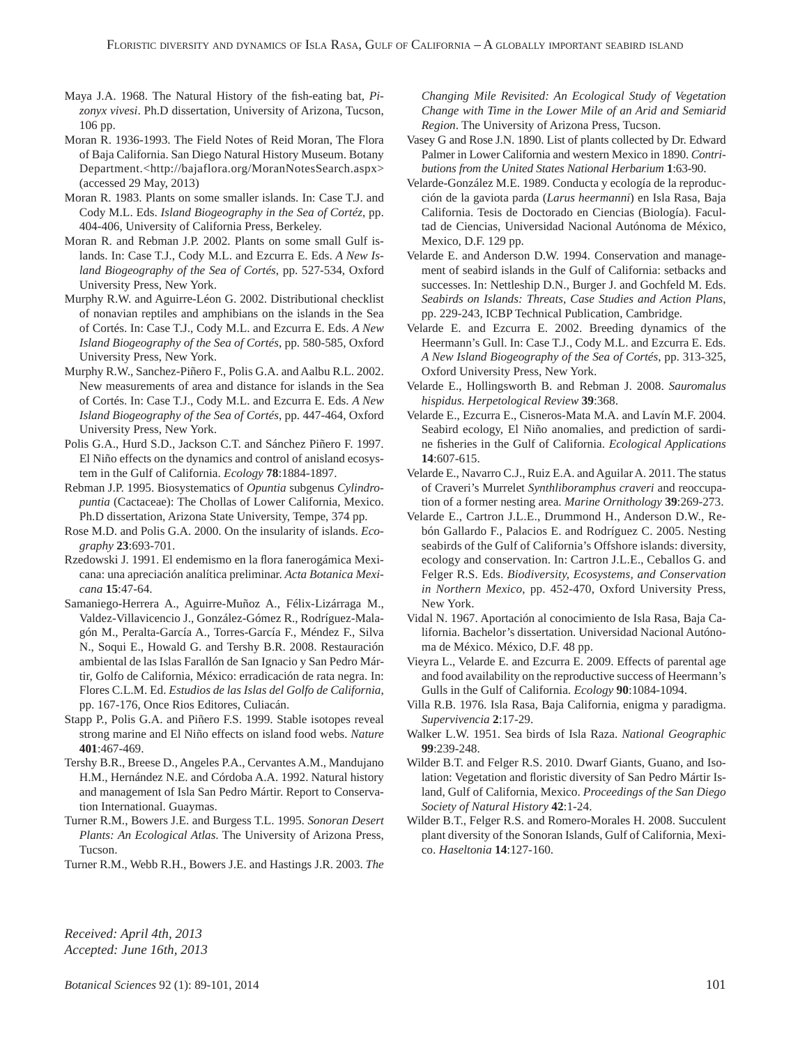Maya J.A. 1968. The Natural History of the fish-eating bat, *Pizonyx vivesi*. Ph.D dissertation, University of Arizona, Tucson, 106 pp.

Moran R. 1936-1993. The Field Notes of Reid Moran, The Flora of Baja California. San Diego Natural History Museum. Botany Department.<http://bajaflora.org/MoranNotesSearch.aspx> (accessed 29 May, 2013)

Moran R. 1983. Plants on some smaller islands. In: Case T.J. and Cody M.L. Eds. *Island Biogeography in the Sea of Cortéz*, pp. 404-406, University of California Press, Berkeley.

Moran R. and Rebman J.P. 2002. Plants on some small Gulf islands. In: Case T.J., Cody M.L. and Ezcurra E. Eds. *A New Island Biogeography of the Sea of Cortés*, pp. 527-534, Oxford University Press, New York.

Murphy R.W. and Aguirre-Léon G. 2002. Distributional checklist of nonavian reptiles and amphibians on the islands in the Sea of Cortés. In: Case T.J., Cody M.L. and Ezcurra E. Eds. *A New Island Biogeography of the Sea of Cortés*, pp. 580-585, Oxford University Press, New York.

Murphy R.W., Sanchez-Piñero F., Polis G.A. and Aalbu R.L. 2002. New measurements of area and distance for islands in the Sea of Cortés. In: Case T.J., Cody M.L. and Ezcurra E. Eds. *A New Island Biogeography of the Sea of Cortés*, pp. 447-464, Oxford University Press, New York.

Polis G.A., Hurd S.D., Jackson C.T. and Sánchez Piñero F. 1997. El Niño effects on the dynamics and control of anisland ecosystem in the Gulf of California. *Ecology* **78**:1884-1897.

Rebman J.P. 1995. Biosystematics of *Opuntia* subgenus *Cylindropuntia* (Cacteceae): The Chollas of Lower California, Mexico. Ph.D dissertation, Arizona State University, Tempe, 374 pp.

Rose M.D. and Polis G.A. 2000. On the insularity of islands. *Ecography* **23**:693-701.

Rzedowski J. 1991. El endemismo en la flora fanerogámica Mexicana: una apreciación analítica preliminar. *Acta Botanica Mexicana* **15**:47-64.

Samaniego-Herrera A., Aguirre-Muñoz A., Félix-Lizárraga M., Valdez-Villavicencio J., González-Gómez R., Rodríguez-Malagón M., Peralta-García A., Torres-García F., Méndez F., Silva N., Soqui E., Howald G. and Tershy B.R. 2008. Restauración ambiental de las Islas Farallón de San Ignacio y San Pedro Mártir, Golfo de California, México: erradicación de rata negra. In: Flores C.L.M. Ed. *Estudios de las Islas del Golfo de California*, pp. 167-176, Once Rios Editores, Culiacán.

Stapp P., Polis G.A. and Piñero F.S. 1999. Stable isotopes reveal strong marine and El Niño effects on island food webs. *Nature* **401**:467-469.

Tershy B.R., Breese D., Angeles P.A., Cervantes A.M., Mandujano H.M., Hernández N.E. and Córdoba A.A. 1992. Natural history and management of Isla San Pedro Mártir. Report to Conservation International. Guaymas.

Turner R.M., Bowers J.E. and Burgess T.L. 1995. *Sonoran Desert Plants: An Ecological Atlas*. The University of Arizona Press, Tucson.

Turner R.M., Webb R.H., Bowers J.E. and Hastings J.R. 2003. *The Changing Mile Revisited: An Ecological Study of Vegetation Change with Time in the Lower Mile of an Arid and Semiarid Region*. The University of Arizona Press, Tucson.

Vasey G and Rose J.N. 1890. List of plants collected by Dr. Edward Palmer in Lower California and western Mexico in 1890. *Contributions from the United States National Herbarium* **1**:63-90.

Velarde-González M.E. 1989. Conducta y ecología de la reproducción de la gaviota parda (*Larus heermanni*) en Isla Rasa, Baja California. Tesis de Doctorado en Ciencias (Biología). Facultad de Ciencias, Universidad Nacional Autónoma de México, Mexico, D.F. 129 pp.

Velarde E. and Anderson D.W. 1994. Conservation and management of seabird islands in the Gulf of California: setbacks and successes. In: Nettleship D.N., Burger J. and Gochfeld M. Eds. *Seabirds on Islands: Threats, Case Studies and Action Plans*, pp. 229-243, ICBP Technical Publication, Cambridge.

Velarde E. and Ezcurra E. 2002. Breeding dynamics of the Heermann's Gull. In: Case T.J., Cody M.L. and Ezcurra E. Eds. *A New Island Biogeography of the Sea of Cortés*, pp. 313-325, Oxford University Press, New York.

Velarde E., Hollingsworth B. and Rebman J. 2008. *Sauromalus hispidus. Herpetological Review* **39**:368.

Velarde E., Ezcurra E., Cisneros-Mata M.A. and Lavín M.F. 2004. Seabird ecology, El Niño anomalies, and prediction of sardine fisheries in the Gulf of California. *Ecological Applications* **14**:607-615.

Velarde E., Navarro C.J., Ruiz E.A. and Aguilar A. 2011. The status of Craveri's Murrelet *Synthliboramphus craveri* and reoccupation of a former nesting area. *Marine Ornithology* **39**:269-273.

Velarde E., Cartron J.L.E., Drummond H., Anderson D.W., Rebón Gallardo F., Palacios E. and Rodríguez C. 2005. Nesting seabirds of the Gulf of California's Offshore islands: diversity, ecology and conservation. In: Cartron J.L.E., Ceballos G. and Felger R.S. Eds. *Biodiversity, Ecosystems, and Conservation in Northern Mexico*, pp. 452-470, Oxford University Press, New York.

Vidal N. 1967. Aportación al conocimiento de Isla Rasa, Baja California. Bachelor's dissertation. Universidad Nacional Autónoma de México. México, D.F. 48 pp.

Vieyra L., Velarde E. and Ezcurra E. 2009. Effects of parental age and food availability on the reproductive success of Heermann's Gulls in the Gulf of California. *Ecology* **90**:1084-1094.

Villa R.B. 1976. Isla Rasa, Baja California, enigma y paradigma. *Supervivencia* **2**:17-29.

Walker L.W. 1951. Sea birds of Isla Raza. *National Geographic* **99**:239-248.

Wilder B.T. and Felger R.S. 2010. Dwarf Giants, Guano, and Isolation: Vegetation and floristic diversity of San Pedro Mártir Island, Gulf of California, Mexico. *Proceedings of the San Diego Society of Natural History* **42**:1-24.

Wilder B.T., Felger R.S. and Romero-Morales H. 2008. Succulent plant diversity of the Sonoran Islands, Gulf of California, Mexico. *Haseltonia* **14**:127-160.

*Received: April 4th, 2013*
*Accepted: June 16th, 2013*